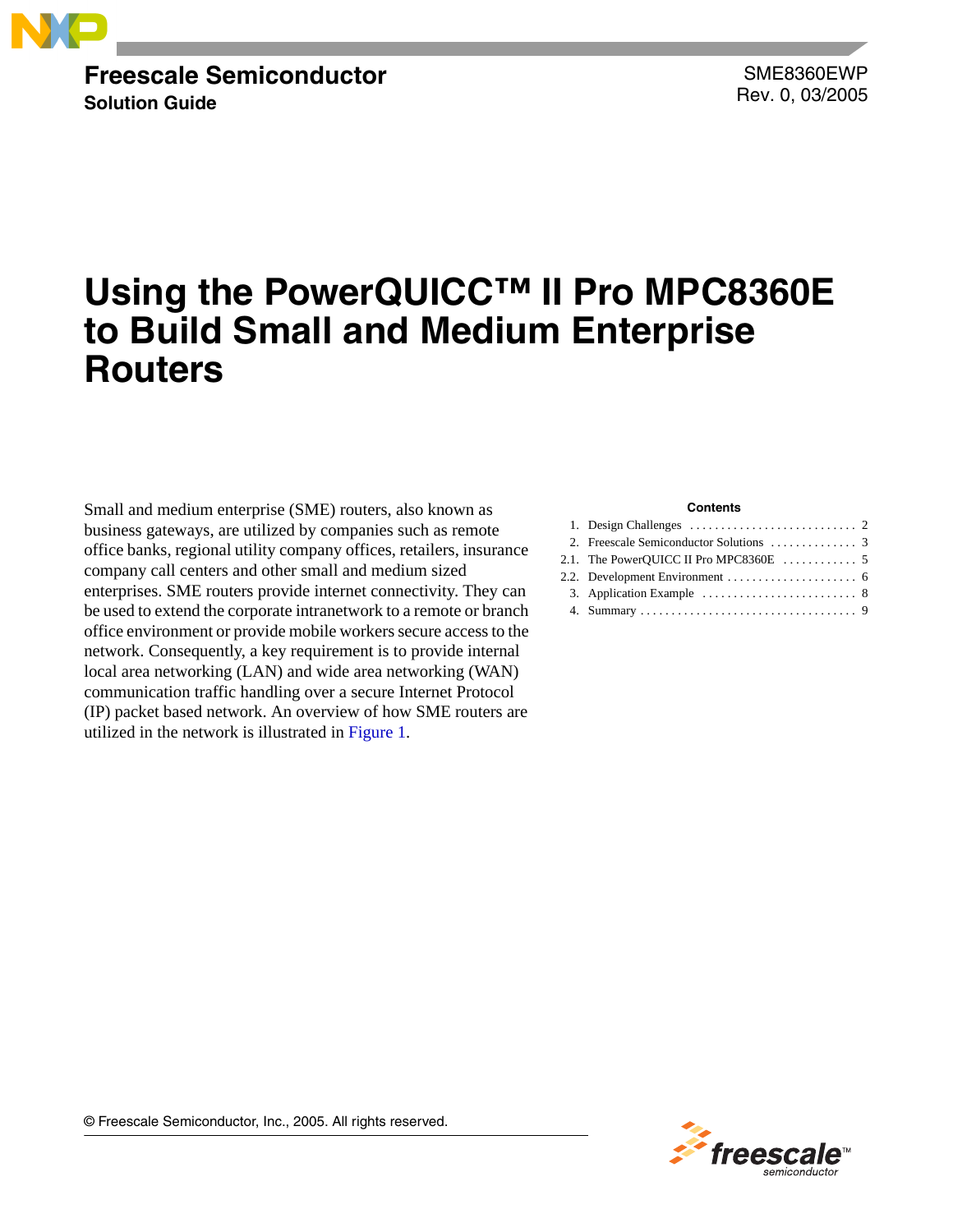**Freescale Semiconductor**
**Solution Guide**

SME8360EWP
Rev. 0, 03/2005

# Using the PowerQUICC™ II Pro MPC8360E to Build Small and Medium Enterprise Routers

Small and medium enterprise (SME) routers, also known as business gateways, are utilized by companies such as remote office banks, regional utility company offices, retailers, insurance company call centers and other small and medium sized enterprises. SME routers provide internet connectivity. They can be used to extend the corporate intranetwork to a remote or branch office environment or provide mobile workers secure access to the network. Consequently, a key requirement is to provide internal local area networking (LAN) and wide area networking (WAN) communication traffic handling over a secure Internet Protocol (IP) packet based network. An overview of how SME routers are utilized in the network is illustrated in Figure 1.

**Contents**

1. Design Challenges . . . . . . . . . . . . . . . . . . . . . . . . . . . 2
2. Freescale Semiconductor Solutions . . . . . . . . . . . . . . 3
2.1. The PowerQUICC II Pro MPC8360E . . . . . . . . . . . . 5
2.2. Development Environment . . . . . . . . . . . . . . . . . . . . . 6
3. Application Example . . . . . . . . . . . . . . . . . . . . . . . . . 8
4. Summary . . . . . . . . . . . . . . . . . . . . . . . . . . . . . . . . . . 9

© Freescale Semiconductor, Inc., 2005. All rights reserved.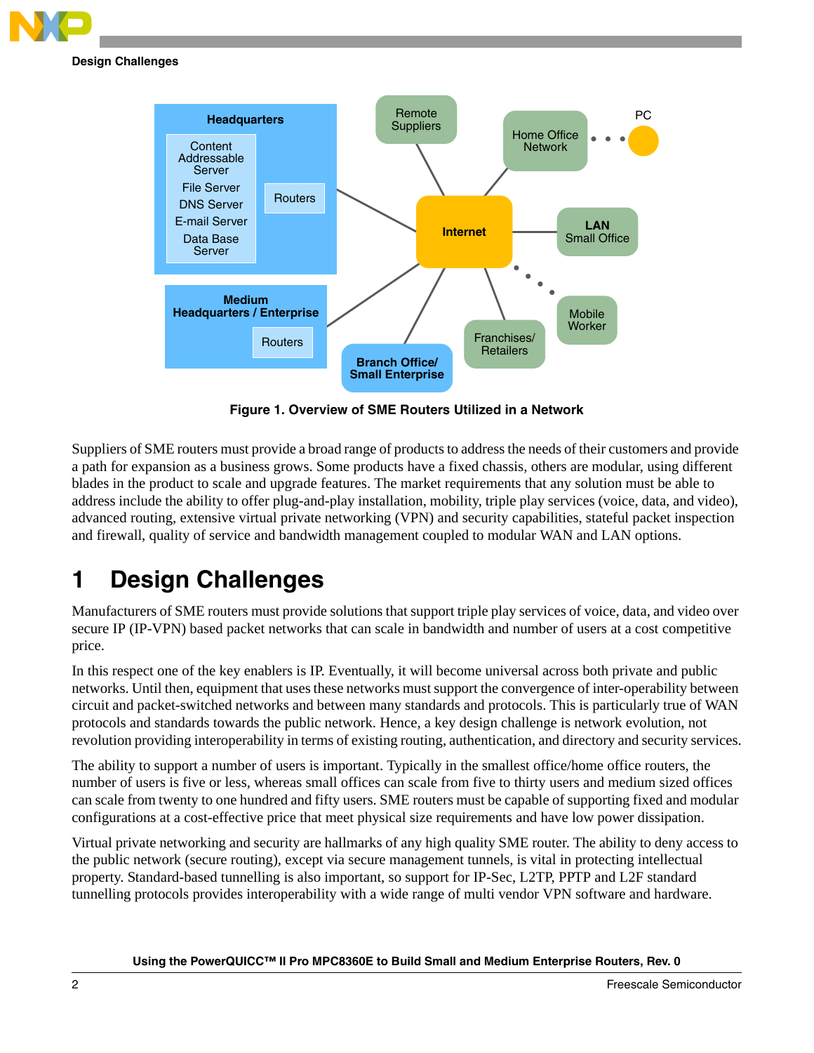**Figure 1. Overview of SME Routers Utilized in a Network**

Suppliers of SME routers must provide a broad range of products to address the needs of their customers and provide a path for expansion as a business grows. Some products have a fixed chassis, others are modular, using different blades in the product to scale and upgrade features. The market requirements that any solution must be able to address include the ability to offer plug-and-play installation, mobility, triple play services (voice, data, and video), advanced routing, extensive virtual private networking (VPN) and security capabilities, stateful packet inspection and firewall, quality of service and bandwidth management coupled to modular WAN and LAN options.

# 1 Design Challenges

Manufacturers of SME routers must provide solutions that support triple play services of voice, data, and video over secure IP (IP-VPN) based packet networks that can scale in bandwidth and number of users at a cost competitive price.

In this respect one of the key enablers is IP. Eventually, it will become universal across both private and public networks. Until then, equipment that uses these networks must support the convergence of inter-operability between circuit and packet-switched networks and between many standards and protocols. This is particularly true of WAN protocols and standards towards the public network. Hence, a key design challenge is network evolution, not revolution providing interoperability in terms of existing routing, authentication, and directory and security services.

The ability to support a number of users is important. Typically in the smallest office/home office routers, the number of users is five or less, whereas small offices can scale from five to thirty users and medium sized offices can scale from twenty to one hundred and fifty users. SME routers must be capable of supporting fixed and modular configurations at a cost-effective price that meet physical size requirements and have low power dissipation.

Virtual private networking and security are hallmarks of any high quality SME router. The ability to deny access to the public network (secure routing), except via secure management tunnels, is vital in protecting intellectual property. Standard-based tunnelling is also important, so support for IP-Sec, L2TP, PPTP and L2F standard tunnelling protocols provides interoperability with a wide range of multi vendor VPN software and hardware.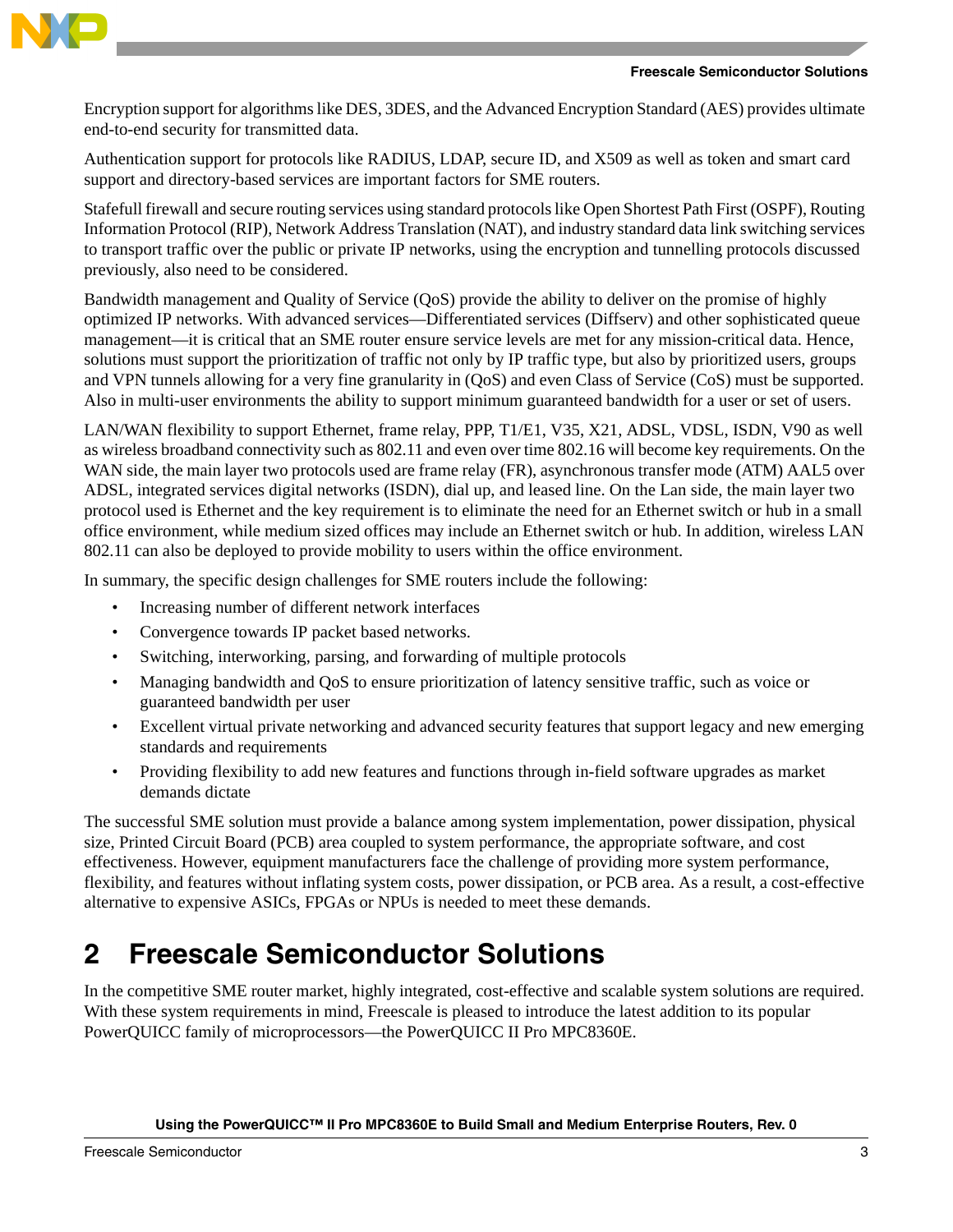Encryption support for algorithms like DES, 3DES, and the Advanced Encryption Standard (AES) provides ultimate end-to-end security for transmitted data.

Authentication support for protocols like RADIUS, LDAP, secure ID, and X509 as well as token and smart card support and directory-based services are important factors for SME routers.

Statefull firewall and secure routing services using standard protocols like Open Shortest Path First (OSPF), Routing Information Protocol (RIP), Network Address Translation (NAT), and industry standard data link switching services to transport traffic over the public or private IP networks, using the encryption and tunnelling protocols discussed previously, also need to be considered.

Bandwidth management and Quality of Service (QoS) provide the ability to deliver on the promise of highly optimized IP networks. With advanced services—Differentiated services (Diffserv) and other sophisticated queue management—it is critical that an SME router ensure service levels are met for any mission-critical data. Hence, solutions must support the prioritization of traffic not only by IP traffic type, but also by prioritized users, groups and VPN tunnels allowing for a very fine granularity in (QoS) and even Class of Service (CoS) must be supported. Also in multi-user environments the ability to support minimum guaranteed bandwidth for a user or set of users.

LAN/WAN flexibility to support Ethernet, frame relay, PPP, T1/E1, V35, X21, ADSL, VDSL, ISDN, V90 as well as wireless broadband connectivity such as 802.11 and even over time 802.16 will become key requirements. On the WAN side, the main layer two protocols used are frame relay (FR), asynchronous transfer mode (ATM) AAL5 over ADSL, integrated services digital networks (ISDN), dial up, and leased line. On the Lan side, the main layer two protocol used is Ethernet and the key requirement is to eliminate the need for an Ethernet switch or hub in a small office environment, while medium sized offices may include an Ethernet switch or hub. In addition, wireless LAN 802.11 can also be deployed to provide mobility to users within the office environment.

In summary, the specific design challenges for SME routers include the following:

- Increasing number of different network interfaces
- Convergence towards IP packet based networks.
- Switching, interworking, parsing, and forwarding of multiple protocols
- Managing bandwidth and QoS to ensure prioritization of latency sensitive traffic, such as voice or guaranteed bandwidth per user
- Excellent virtual private networking and advanced security features that support legacy and new emerging standards and requirements
- Providing flexibility to add new features and functions through in-field software upgrades as market demands dictate

The successful SME solution must provide a balance among system implementation, power dissipation, physical size, Printed Circuit Board (PCB) area coupled to system performance, the appropriate software, and cost effectiveness. However, equipment manufacturers face the challenge of providing more system performance, flexibility, and features without inflating system costs, power dissipation, or PCB area. As a result, a cost-effective alternative to expensive ASICs, FPGAs or NPUs is needed to meet these demands.

# 2 Freescale Semiconductor Solutions

In the competitive SME router market, highly integrated, cost-effective and scalable system solutions are required. With these system requirements in mind, Freescale is pleased to introduce the latest addition to its popular PowerQUICC family of microprocessors—the PowerQUICC II Pro MPC8360E.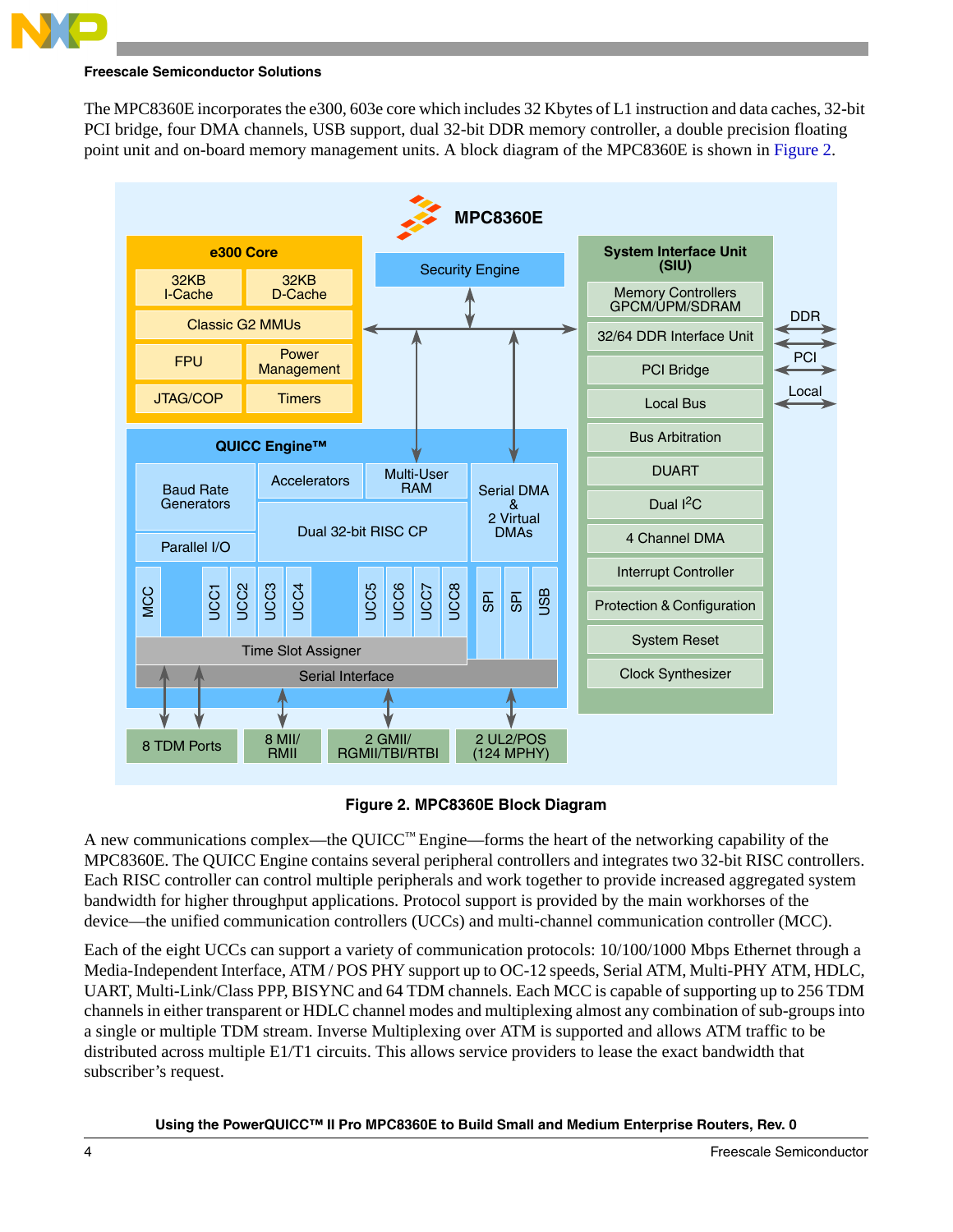The MPC8360E incorporates the e300, 603e core which includes 32 Kbytes of L1 instruction and data caches, 32-bit PCI bridge, four DMA channels, USB support, dual 32-bit DDR memory controller, a double precision floating point unit and on-board memory management units. A block diagram of the MPC8360E is shown in Figure 2.

**Figure 2. MPC8360E Block Diagram**

A new communications complex—the QUICC™ Engine—forms the heart of the networking capability of the MPC8360E. The QUICC Engine contains several peripheral controllers and integrates two 32-bit RISC controllers. Each RISC controller can control multiple peripherals and work together to provide increased aggregated system bandwidth for higher throughput applications. Protocol support is provided by the main workhorses of the device—the unified communication controllers (UCCs) and multi-channel communication controller (MCC).

Each of the eight UCCs can support a variety of communication protocols: 10/100/1000 Mbps Ethernet through a Media-Independent Interface, ATM / POS PHY support up to OC-12 speeds, Serial ATM, Multi-PHY ATM, HDLC, UART, Multi-Link/Class PPP, BISYNC and 64 TDM channels. Each MCC is capable of supporting up to 256 TDM channels in either transparent or HDLC channel modes and multiplexing almost any combination of sub-groups into a single or multiple TDM stream. Inverse Multiplexing over ATM is supported and allows ATM traffic to be distributed across multiple E1/T1 circuits. This allows service providers to lease the exact bandwidth that subscriber's request.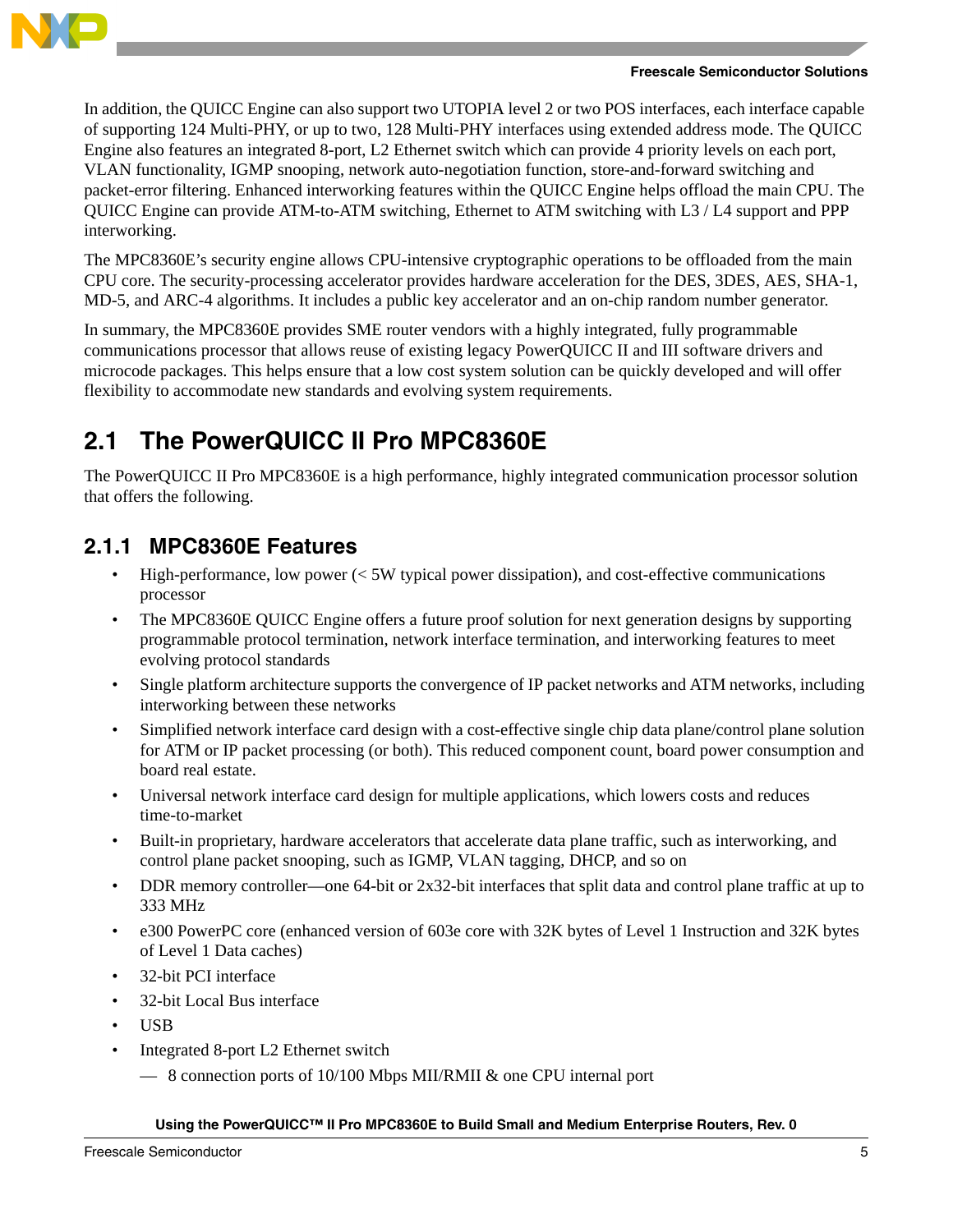In addition, the QUICC Engine can also support two UTOPIA level 2 or two POS interfaces, each interface capable of supporting 124 Multi-PHY, or up to two, 128 Multi-PHY interfaces using extended address mode. The QUICC Engine also features an integrated 8-port, L2 Ethernet switch which can provide 4 priority levels on each port, VLAN functionality, IGMP snooping, network auto-negotiation function, store-and-forward switching and packet-error filtering. Enhanced interworking features within the QUICC Engine helps offload the main CPU. The QUICC Engine can provide ATM-to-ATM switching, Ethernet to ATM switching with L3 / L4 support and PPP interworking.

The MPC8360E's security engine allows CPU-intensive cryptographic operations to be offloaded from the main CPU core. The security-processing accelerator provides hardware acceleration for the DES, 3DES, AES, SHA-1, MD-5, and ARC-4 algorithms. It includes a public key accelerator and an on-chip random number generator.

In summary, the MPC8360E provides SME router vendors with a highly integrated, fully programmable communications processor that allows reuse of existing legacy PowerQUICC II and III software drivers and microcode packages. This helps ensure that a low cost system solution can be quickly developed and will offer flexibility to accommodate new standards and evolving system requirements.

## 2.1 The PowerQUICC II Pro MPC8360E

The PowerQUICC II Pro MPC8360E is a high performance, highly integrated communication processor solution that offers the following.

### 2.1.1 MPC8360E Features

- High-performance, low power (< 5W typical power dissipation), and cost-effective communications processor
- The MPC8360E QUICC Engine offers a future proof solution for next generation designs by supporting programmable protocol termination, network interface termination, and interworking features to meet evolving protocol standards
- Single platform architecture supports the convergence of IP packet networks and ATM networks, including interworking between these networks
- Simplified network interface card design with a cost-effective single chip data plane/control plane solution for ATM or IP packet processing (or both). This reduced component count, board power consumption and board real estate.
- Universal network interface card design for multiple applications, which lowers costs and reduces time-to-market
- Built-in proprietary, hardware accelerators that accelerate data plane traffic, such as interworking, and control plane packet snooping, such as IGMP, VLAN tagging, DHCP, and so on
- DDR memory controller—one 64-bit or 2x32-bit interfaces that split data and control plane traffic at up to 333 MHz
- e300 PowerPC core (enhanced version of 603e core with 32K bytes of Level 1 Instruction and 32K bytes of Level 1 Data caches)
- 32-bit PCI interface
- 32-bit Local Bus interface
- USB
- Integrated 8-port L2 Ethernet switch
  - 8 connection ports of 10/100 Mbps MII/RMII & one CPU internal port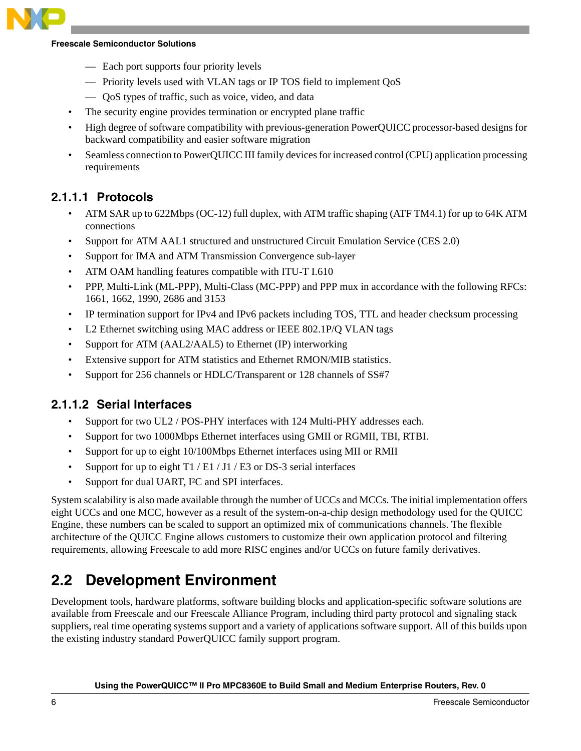- Each port supports four priority levels
    - Priority levels used with VLAN tags or IP TOS field to implement QoS
    - QoS types of traffic, such as voice, video, and data
- The security engine provides termination or encrypted plane traffic
- High degree of software compatibility with previous-generation PowerQUICC processor-based designs for backward compatibility and easier software migration
- Seamless connection to PowerQUICC III family devices for increased control (CPU) application processing requirements

#### 2.1.1.1 Protocols

- ATM SAR up to 622Mbps (OC-12) full duplex, with ATM traffic shaping (ATF TM4.1) for up to 64K ATM connections
- Support for ATM AAL1 structured and unstructured Circuit Emulation Service (CES 2.0)
- Support for IMA and ATM Transmission Convergence sub-layer
- ATM OAM handling features compatible with ITU-T I.610
- PPP, Multi-Link (ML-PPP), Multi-Class (MC-PPP) and PPP mux in accordance with the following RFCs: 1661, 1662, 1990, 2686 and 3153
- IP termination support for IPv4 and IPv6 packets including TOS, TTL and header checksum processing
- L2 Ethernet switching using MAC address or IEEE 802.1P/Q VLAN tags
- Support for ATM (AAL2/AAL5) to Ethernet (IP) interworking
- Extensive support for ATM statistics and Ethernet RMON/MIB statistics.
- Support for 256 channels or HDLC/Transparent or 128 channels of SS#7

#### 2.1.1.2 Serial Interfaces

- Support for two UL2 / POS-PHY interfaces with 124 Multi-PHY addresses each.
- Support for two 1000Mbps Ethernet interfaces using GMII or RGMII, TBI, RTBI.
- Support for up to eight 10/100Mbps Ethernet interfaces using MII or RMII
- Support for up to eight T1 / E1 / J1 / E3 or DS-3 serial interfaces
- Support for dual UART, I²C and SPI interfaces.

System scalability is also made available through the number of UCCs and MCCs. The initial implementation offers eight UCCs and one MCC, however as a result of the system-on-a-chip design methodology used for the QUICC Engine, these numbers can be scaled to support an optimized mix of communications channels. The flexible architecture of the QUICC Engine allows customers to customize their own application protocol and filtering requirements, allowing Freescale to add more RISC engines and/or UCCs on future family derivatives.

## 2.2 Development Environment

Development tools, hardware platforms, software building blocks and application-specific software solutions are available from Freescale and our Freescale Alliance Program, including third party protocol and signaling stack suppliers, real time operating systems support and a variety of applications software support. All of this builds upon the existing industry standard PowerQUICC family support program.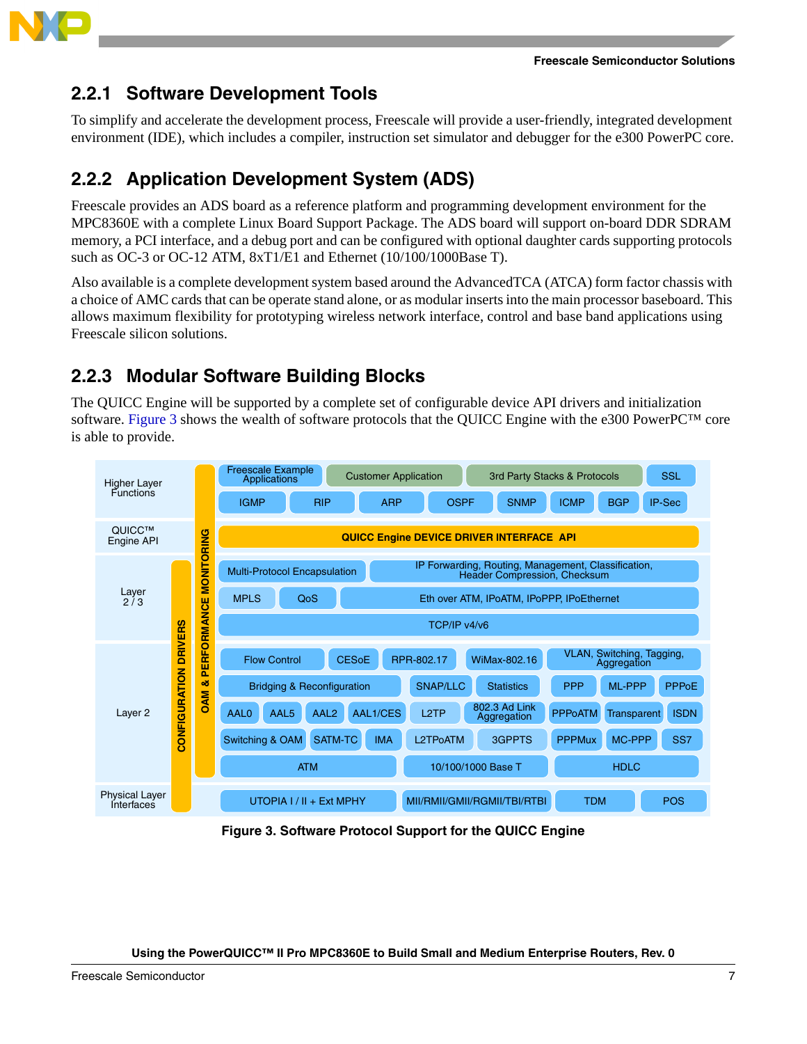### 2.2.1 Software Development Tools

To simplify and accelerate the development process, Freescale will provide a user-friendly, integrated development environment (IDE), which includes a compiler, instruction set simulator and debugger for the e300 PowerPC core.

### 2.2.2 Application Development System (ADS)

Freescale provides an ADS board as a reference platform and programming development environment for the MPC8360E with a complete Linux Board Support Package. The ADS board will support on-board DDR SDRAM memory, a PCI interface, and a debug port and can be configured with optional daughter cards supporting protocols such as OC-3 or OC-12 ATM, 8xT1/E1 and Ethernet (10/100/1000Base T).

Also available is a complete development system based around the AdvancedTCA (ATCA) form factor chassis with a choice of AMC cards that can be operate stand alone, or as modular inserts into the main processor baseboard. This allows maximum flexibility for prototyping wireless network interface, control and base band applications using Freescale silicon solutions.

### 2.2.3 Modular Software Building Blocks

The QUICC Engine will be supported by a complete set of configurable device API drivers and initialization software. Figure 3 shows the wealth of software protocols that the QUICC Engine with the e300 PowerPC™ core is able to provide.

| Layer | Software Components |
| --- | --- |
| Higher Layer Functions | Freescale Example Applications, Customer Application, 3rd Party Stacks & Protocols, SSL; IGMP, RIP, ARP, OSPF, SNMP, ICMP, BGP, IP-Sec |
| QUICC™ Engine API | QUICC Engine DEVICE DRIVER INTERFACE API |
| Layer 2 / 3 | Multi-Protocol Encapsulation; IP Forwarding, Routing, Management, Classification, Header Compression, Checksum; MPLS; QoS; Eth over ATM, IPoATM, IPoPPP, IPoEthernet; TCP/IP v4/v6 |
| Layer 2 | Flow Control, CESoE, RPR-802.17, WiMax-802.16, VLAN, Switching, Tagging, Aggregation; Bridging & Reconfiguration, SNAP/LLC, Statistics, PPP, ML-PPP, PPPoE; AAL0, AAL5, AAL2, AAL1/CES, L2TP, 802.3 Ad Link Aggregation, PPPoATM, Transparent, ISDN; Switching & OAM, SATM-TC, IMA, L2TPoATM, 3GPPTS, PPPMux, MC-PPP, SS7; ATM, 10/100/1000 Base T, HDLC |
| Physical Layer Interfaces | UTOPIA I / II + Ext MPHY, MII/RMII/GMII/RGMII/TBI/RTBI, TDM, POS |

CONFIGURATION DRIVERS — OAM & PERFORMANCE MONITORING

**Figure 3. Software Protocol Support for the QUICC Engine**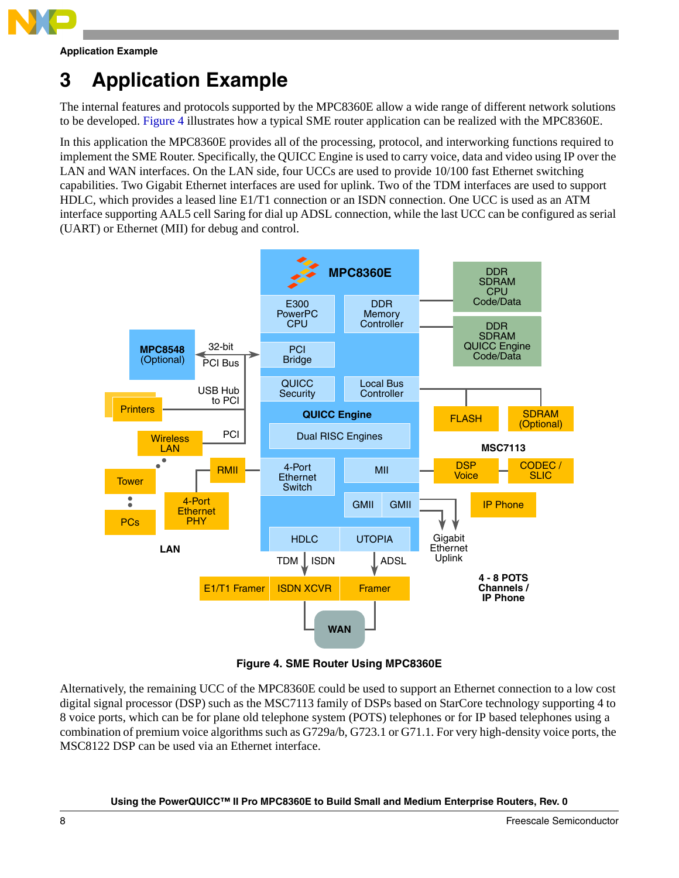# 3 Application Example

The internal features and protocols supported by the MPC8360E allow a wide range of different network solutions to be developed. Figure 4 illustrates how a typical SME router application can be realized with the MPC8360E.

In this application the MPC8360E provides all of the processing, protocol, and interworking functions required to implement the SME Router. Specifically, the QUICC Engine is used to carry voice, data and video using IP over the LAN and WAN interfaces. On the LAN side, four UCCs are used to provide 10/100 fast Ethernet switching capabilities. Two Gigabit Ethernet interfaces are used for uplink. Two of the TDM interfaces are used to support HDLC, which provides a leased line E1/T1 connection or an ISDN connection. One UCC is used as an ATM interface supporting AAL5 cell Saring for dial up ADSL connection, while the last UCC can be configured as serial (UART) or Ethernet (MII) for debug and control.

**Figure 4. SME Router Using MPC8360E**

Alternatively, the remaining UCC of the MPC8360E could be used to support an Ethernet connection to a low cost digital signal processor (DSP) such as the MSC7113 family of DSPs based on StarCore technology supporting 4 to 8 voice ports, which can be for plane old telephone system (POTS) telephones or for IP based telephones using a combination of premium voice algorithms such as G729a/b, G723.1 or G71.1. For very high-density voice ports, the MSC8122 DSP can be used via an Ethernet interface.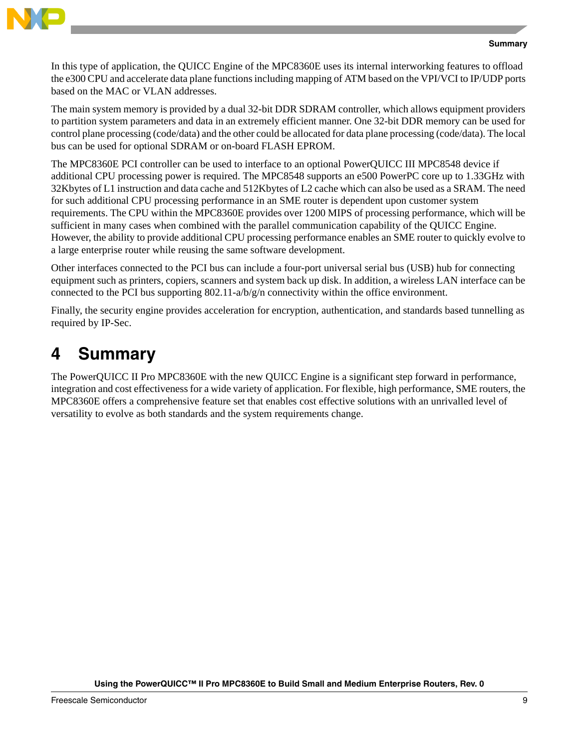In this type of application, the QUICC Engine of the MPC8360E uses its internal interworking features to offload the e300 CPU and accelerate data plane functions including mapping of ATM based on the VPI/VCI to IP/UDP ports based on the MAC or VLAN addresses.

The main system memory is provided by a dual 32-bit DDR SDRAM controller, which allows equipment providers to partition system parameters and data in an extremely efficient manner. One 32-bit DDR memory can be used for control plane processing (code/data) and the other could be allocated for data plane processing (code/data). The local bus can be used for optional SDRAM or on-board FLASH EPROM.

The MPC8360E PCI controller can be used to interface to an optional PowerQUICC III MPC8548 device if additional CPU processing power is required. The MPC8548 supports an e500 PowerPC core up to 1.33GHz with 32Kbytes of L1 instruction and data cache and 512Kbytes of L2 cache which can also be used as a SRAM. The need for such additional CPU processing performance in an SME router is dependent upon customer system requirements. The CPU within the MPC8360E provides over 1200 MIPS of processing performance, which will be sufficient in many cases when combined with the parallel communication capability of the QUICC Engine. However, the ability to provide additional CPU processing performance enables an SME router to quickly evolve to a large enterprise router while reusing the same software development.

Other interfaces connected to the PCI bus can include a four-port universal serial bus (USB) hub for connecting equipment such as printers, copiers, scanners and system back up disk. In addition, a wireless LAN interface can be connected to the PCI bus supporting 802.11-a/b/g/n connectivity within the office environment.

Finally, the security engine provides acceleration for encryption, authentication, and standards based tunnelling as required by IP-Sec.

# 4 Summary

The PowerQUICC II Pro MPC8360E with the new QUICC Engine is a significant step forward in performance, integration and cost effectiveness for a wide variety of application. For flexible, high performance, SME routers, the MPC8360E offers a comprehensive feature set that enables cost effective solutions with an unrivalled level of versatility to evolve as both standards and the system requirements change.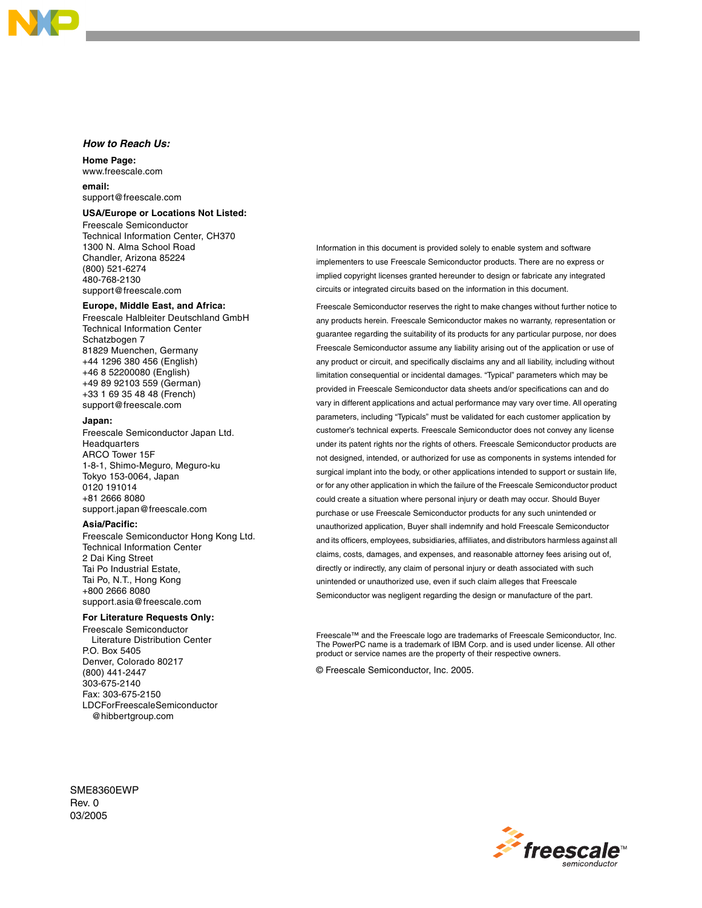***How to Reach Us:***

**Home Page:**
www.freescale.com

**email:**
support@freescale.com

**USA/Europe or Locations Not Listed:**
Freescale Semiconductor
Technical Information Center, CH370
1300 N. Alma School Road
Chandler, Arizona 85224
(800) 521-6274
480-768-2130
support@freescale.com

**Europe, Middle East, and Africa:**
Freescale Halbleiter Deutschland GmbH
Technical Information Center
Schatzbogen 7
81829 Muenchen, Germany
+44 1296 380 456 (English)
+46 8 52200080 (English)
+49 89 92103 559 (German)
+33 1 69 35 48 48 (French)
support@freescale.com

**Japan:**
Freescale Semiconductor Japan Ltd.
Headquarters
ARCO Tower 15F
1-8-1, Shimo-Meguro, Meguro-ku
Tokyo 153-0064, Japan
0120 191014
+81 2666 8080
support.japan@freescale.com

**Asia/Pacific:**
Freescale Semiconductor Hong Kong Ltd.
Technical Information Center
2 Dai King Street
Tai Po Industrial Estate,
Tai Po, N.T., Hong Kong
+800 2666 8080
support.asia@freescale.com

**For Literature Requests Only:**
Freescale Semiconductor
Literature Distribution Center
P.O. Box 5405
Denver, Colorado 80217
(800) 441-2447
303-675-2140
Fax: 303-675-2150
LDCForFreescaleSemiconductor
@hibbertgroup.com

Information in this document is provided solely to enable system and software implementers to use Freescale Semiconductor products. There are no express or implied copyright licenses granted hereunder to design or fabricate any integrated circuits or integrated circuits based on the information in this document.

Freescale Semiconductor reserves the right to make changes without further notice to any products herein. Freescale Semiconductor makes no warranty, representation or guarantee regarding the suitability of its products for any particular purpose, nor does Freescale Semiconductor assume any liability arising out of the application or use of any product or circuit, and specifically disclaims any and all liability, including without limitation consequential or incidental damages. "Typical" parameters which may be provided in Freescale Semiconductor data sheets and/or specifications can and do vary in different applications and actual performance may vary over time. All operating parameters, including "Typicals" must be validated for each customer application by customer's technical experts. Freescale Semiconductor does not convey any license under its patent rights nor the rights of others. Freescale Semiconductor products are not designed, intended, or authorized for use as components in systems intended for surgical implant into the body, or other applications intended to support or sustain life, or for any other application in which the failure of the Freescale Semiconductor product could create a situation where personal injury or death may occur. Should Buyer purchase or use Freescale Semiconductor products for any such unintended or unauthorized application, Buyer shall indemnify and hold Freescale Semiconductor and its officers, employees, subsidiaries, affiliates, and distributors harmless against all claims, costs, damages, and expenses, and reasonable attorney fees arising out of, directly or indirectly, any claim of personal injury or death associated with such unintended or unauthorized use, even if such claim alleges that Freescale Semiconductor was negligent regarding the design or manufacture of the part.

Freescale™ and the Freescale logo are trademarks of Freescale Semiconductor, Inc. The PowerPC name is a trademark of IBM Corp. and is used under license. All other product or service names are the property of their respective owners.

© Freescale Semiconductor, Inc. 2005.

SME8360EWP
Rev. 0
03/2005